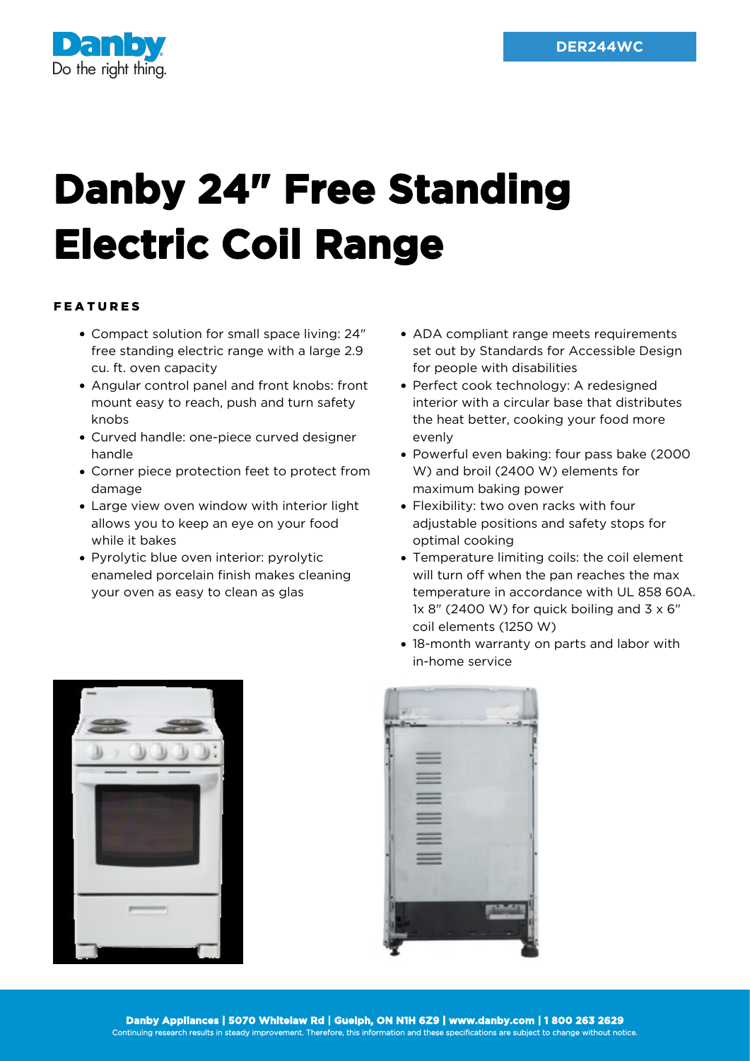DER244WC

# Danby 24" Free Standing Electric Coil Range

## FEATURES

- Compact solution for small space living: 24" free standing electric range with a large 2.9 cu. ft. oven capacity
- Angular control panel and front knobs: front mount easy to reach, push and turn safety knobs
- Curved handle: one-piece curved designer handle
- Corner piece protection feet to protect from damage
- Large view oven window with interior light allows you to keep an eye on your food while it bakes
- Pyrolytic blue oven interior: pyrolytic enameled porcelain finish makes cleaning your oven as easy to clean as glas
- ADA compliant range meets requirements set out by Standards for Accessible Design for people with disabilities
- Perfect cook technology: A redesigned interior with a circular base that distributes the heat better, cooking your food more evenly
- Powerful even baking: four pass bake (2000 W) and broil (2400 W) elements for maximum baking power
- Flexibility: two oven racks with four adjustable positions and safety stops for optimal cooking
- Temperature limiting coils: the coil element will turn off when the pan reaches the max temperature in accordance with UL 858 60A. 1x 8" (2400 W) for quick boiling and 3 x 6" coil elements (1250 W)
- 18-month warranty on parts and labor with in-home service

**Danby Appliances | 5070 Whitelaw Rd | Guelph, ON N1H 6Z9 | www.danby.com | 1 800 263 2629**
Continuing research results in steady improvement. Therefore, this information and these specifications are subject to change without notice.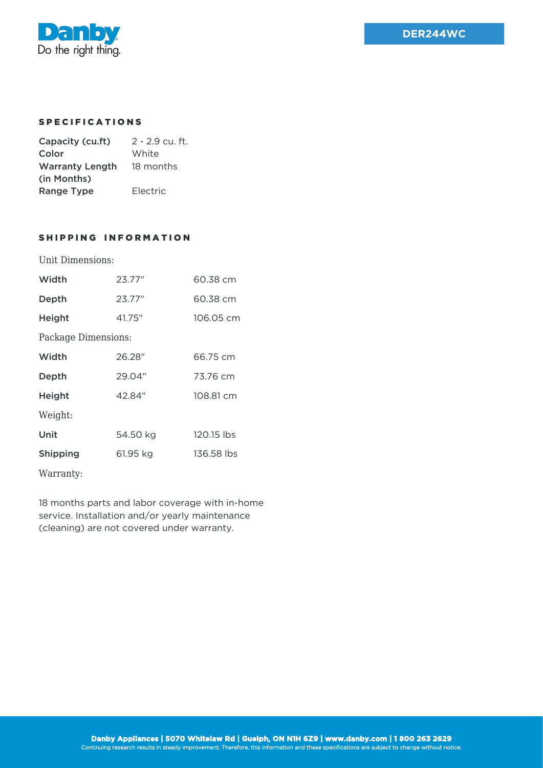Danby
Do the right thing.

**DER244WC**

## SPECIFICATIONS

| | |
|---|---|
| **Capacity (cu.ft)** | 2 - 2.9 cu. ft. |
| **Color** | White |
| **Warranty Length (in Months)** | 18 months |
| **Range Type** | Electric |

## SHIPPING INFORMATION

Unit Dimensions:

| | | |
|---|---|---|
| **Width** | 23.77" | 60.38 cm |
| **Depth** | 23.77" | 60.38 cm |
| **Height** | 41.75" | 106.05 cm |

Package Dimensions:

| | | |
|---|---|---|
| **Width** | 26.28" | 66.75 cm |
| **Depth** | 29.04" | 73.76 cm |
| **Height** | 42.84" | 108.81 cm |

Weight:

| | | |
|---|---|---|
| **Unit** | 54.50 kg | 120.15 lbs |
| **Shipping** | 61.95 kg | 136.58 lbs |

Warranty:

18 months parts and labor coverage with in-home service. Installation and/or yearly maintenance (cleaning) are not covered under warranty.

**Danby Appliances | 5070 Whitelaw Rd | Guelph, ON N1H 6Z9 | www.danby.com | 1 800 263 2629**
Continuing research results in steady improvement. Therefore, this information and these specifications are subject to change without notice.